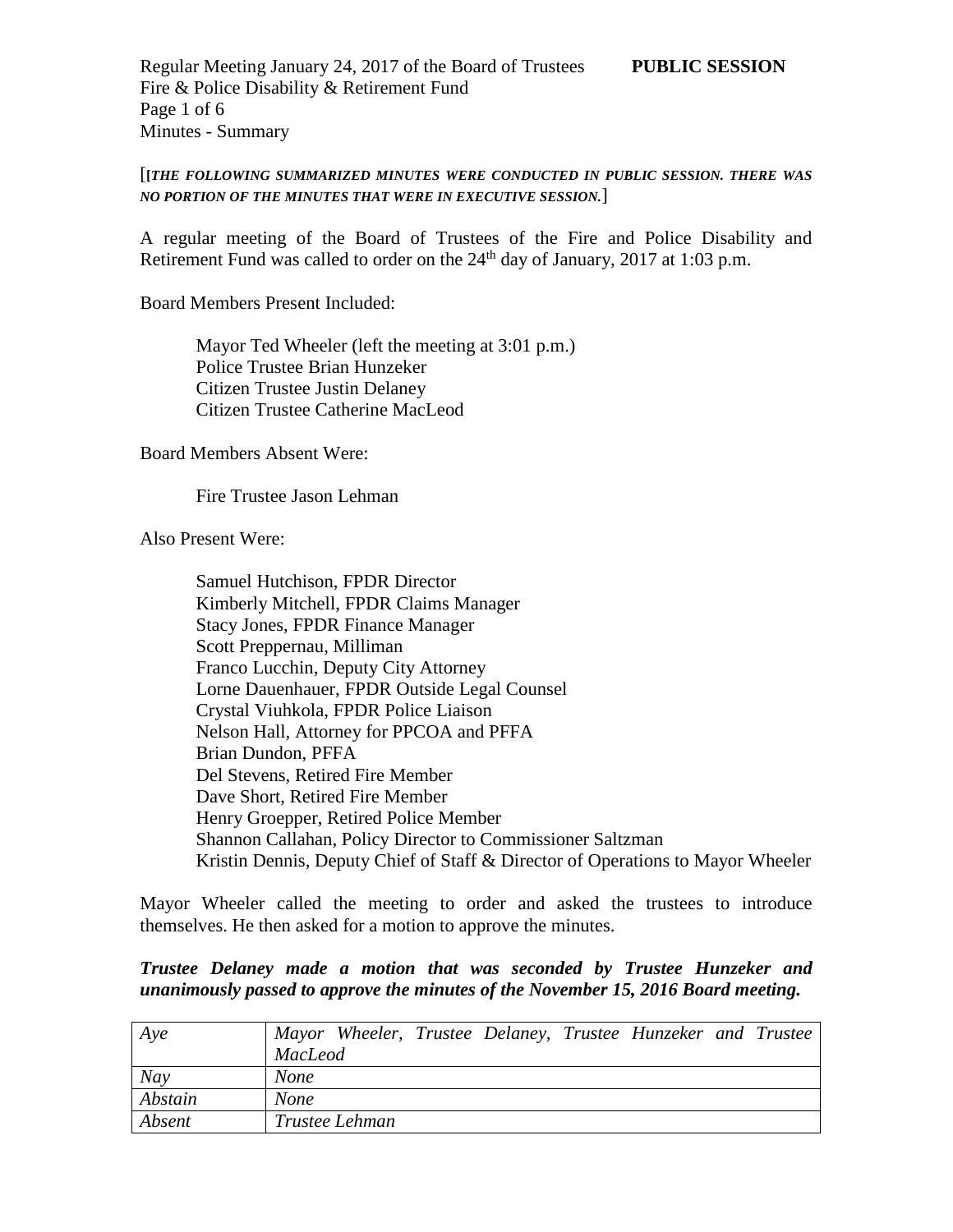Regular Meeting January 24, 2017 of the Board of Trustees **PUBLIC SESSION**
Fire & Police Disability & Retirement Fund
Minutes - Summary

[[*THE FOLLOWING SUMMARIZED MINUTES WERE CONDUCTED IN PUBLIC SESSION. THERE WAS NO PORTION OF THE MINUTES THAT WERE IN EXECUTIVE SESSION.*]

A regular meeting of the Board of Trustees of the Fire and Police Disability and Retirement Fund was called to order on the 24th day of January, 2017 at 1:03 p.m.

Board Members Present Included:

Mayor Ted Wheeler (left the meeting at 3:01 p.m.)
Police Trustee Brian Hunzeker
Citizen Trustee Justin Delaney
Citizen Trustee Catherine MacLeod

Board Members Absent Were:

Fire Trustee Jason Lehman

Also Present Were:

Samuel Hutchison, FPDR Director
Kimberly Mitchell, FPDR Claims Manager
Stacy Jones, FPDR Finance Manager
Scott Preppernau, Milliman
Franco Lucchin, Deputy City Attorney
Lorne Dauenhauer, FPDR Outside Legal Counsel
Crystal Viuhkola, FPDR Police Liaison
Nelson Hall, Attorney for PPCOA and PFFA
Brian Dundon, PFFA
Del Stevens, Retired Fire Member
Dave Short, Retired Fire Member
Henry Groepper, Retired Police Member
Shannon Callahan, Policy Director to Commissioner Saltzman
Kristin Dennis, Deputy Chief of Staff & Director of Operations to Mayor Wheeler

Mayor Wheeler called the meeting to order and asked the trustees to introduce themselves. He then asked for a motion to approve the minutes.

***Trustee Delaney made a motion that was seconded by Trustee Hunzeker and unanimously passed to approve the minutes of the November 15, 2016 Board meeting.***

| *Aye* | *Mayor Wheeler, Trustee Delaney, Trustee Hunzeker and Trustee MacLeod* |
|---|---|
| *Nay* | *None* |
| *Abstain* | *None* |
| *Absent* | *Trustee Lehman* |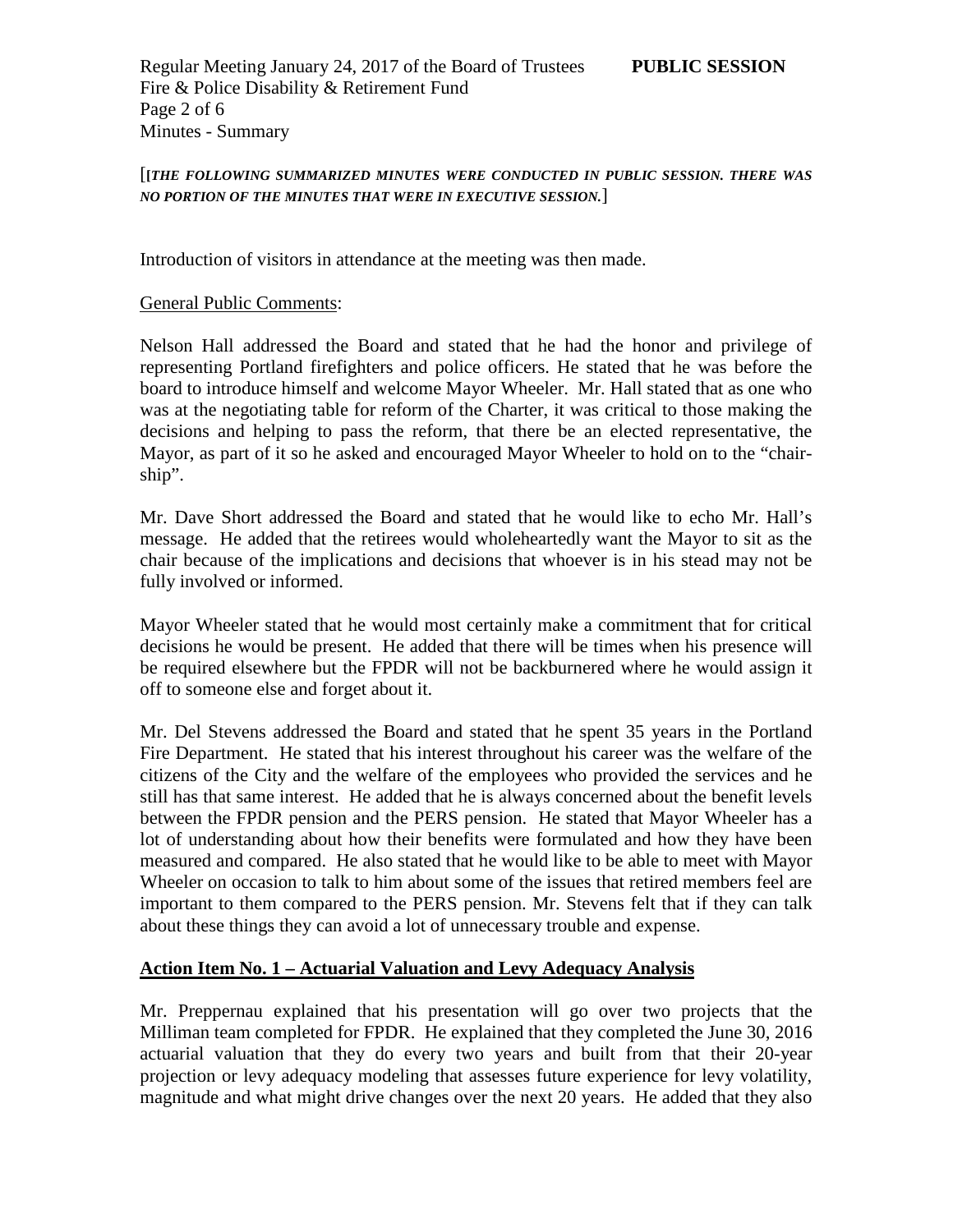[[*THE FOLLOWING SUMMARIZED MINUTES WERE CONDUCTED IN PUBLIC SESSION. THERE WAS NO PORTION OF THE MINUTES THAT WERE IN EXECUTIVE SESSION.*]

Introduction of visitors in attendance at the meeting was then made.

General Public Comments:

Nelson Hall addressed the Board and stated that he had the honor and privilege of representing Portland firefighters and police officers. He stated that he was before the board to introduce himself and welcome Mayor Wheeler. Mr. Hall stated that as one who was at the negotiating table for reform of the Charter, it was critical to those making the decisions and helping to pass the reform, that there be an elected representative, the Mayor, as part of it so he asked and encouraged Mayor Wheeler to hold on to the "chair-ship".

Mr. Dave Short addressed the Board and stated that he would like to echo Mr. Hall's message. He added that the retirees would wholeheartedly want the Mayor to sit as the chair because of the implications and decisions that whoever is in his stead may not be fully involved or informed.

Mayor Wheeler stated that he would most certainly make a commitment that for critical decisions he would be present. He added that there will be times when his presence will be required elsewhere but the FPDR will not be backburnered where he would assign it off to someone else and forget about it.

Mr. Del Stevens addressed the Board and stated that he spent 35 years in the Portland Fire Department. He stated that his interest throughout his career was the welfare of the citizens of the City and the welfare of the employees who provided the services and he still has that same interest. He added that he is always concerned about the benefit levels between the FPDR pension and the PERS pension. He stated that Mayor Wheeler has a lot of understanding about how their benefits were formulated and how they have been measured and compared. He also stated that he would like to be able to meet with Mayor Wheeler on occasion to talk to him about some of the issues that retired members feel are important to them compared to the PERS pension. Mr. Stevens felt that if they can talk about these things they can avoid a lot of unnecessary trouble and expense.

**Action Item No. 1 – Actuarial Valuation and Levy Adequacy Analysis**

Mr. Preppernau explained that his presentation will go over two projects that the Milliman team completed for FPDR. He explained that they completed the June 30, 2016 actuarial valuation that they do every two years and built from that their 20-year projection or levy adequacy modeling that assesses future experience for levy volatility, magnitude and what might drive changes over the next 20 years. He added that they also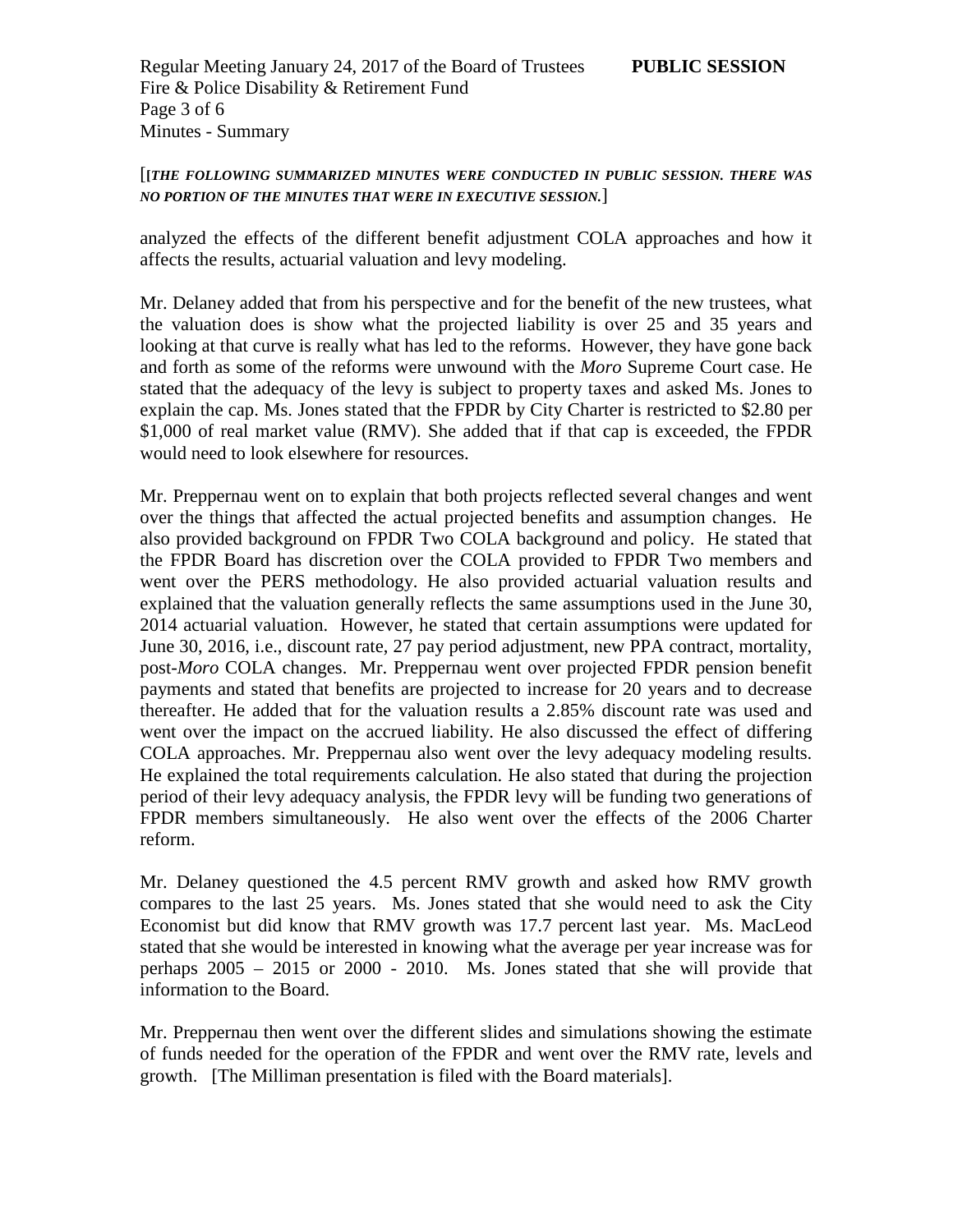[[*THE FOLLOWING SUMMARIZED MINUTES WERE CONDUCTED IN PUBLIC SESSION. THERE WAS NO PORTION OF THE MINUTES THAT WERE IN EXECUTIVE SESSION.*]

analyzed the effects of the different benefit adjustment COLA approaches and how it affects the results, actuarial valuation and levy modeling.

Mr. Delaney added that from his perspective and for the benefit of the new trustees, what the valuation does is show what the projected liability is over 25 and 35 years and looking at that curve is really what has led to the reforms. However, they have gone back and forth as some of the reforms were unwound with the *Moro* Supreme Court case. He stated that the adequacy of the levy is subject to property taxes and asked Ms. Jones to explain the cap. Ms. Jones stated that the FPDR by City Charter is restricted to $2.80 per $1,000 of real market value (RMV). She added that if that cap is exceeded, the FPDR would need to look elsewhere for resources.

Mr. Preppernau went on to explain that both projects reflected several changes and went over the things that affected the actual projected benefits and assumption changes. He also provided background on FPDR Two COLA background and policy. He stated that the FPDR Board has discretion over the COLA provided to FPDR Two members and went over the PERS methodology. He also provided actuarial valuation results and explained that the valuation generally reflects the same assumptions used in the June 30, 2014 actuarial valuation. However, he stated that certain assumptions were updated for June 30, 2016, i.e., discount rate, 27 pay period adjustment, new PPA contract, mortality, post-*Moro* COLA changes. Mr. Preppernau went over projected FPDR pension benefit payments and stated that benefits are projected to increase for 20 years and to decrease thereafter. He added that for the valuation results a 2.85% discount rate was used and went over the impact on the accrued liability. He also discussed the effect of differing COLA approaches. Mr. Preppernau also went over the levy adequacy modeling results. He explained the total requirements calculation. He also stated that during the projection period of their levy adequacy analysis, the FPDR levy will be funding two generations of FPDR members simultaneously. He also went over the effects of the 2006 Charter reform.

Mr. Delaney questioned the 4.5 percent RMV growth and asked how RMV growth compares to the last 25 years. Ms. Jones stated that she would need to ask the City Economist but did know that RMV growth was 17.7 percent last year. Ms. MacLeod stated that she would be interested in knowing what the average per year increase was for perhaps 2005 – 2015 or 2000 - 2010. Ms. Jones stated that she will provide that information to the Board.

Mr. Preppernau then went over the different slides and simulations showing the estimate of funds needed for the operation of the FPDR and went over the RMV rate, levels and growth. [The Milliman presentation is filed with the Board materials].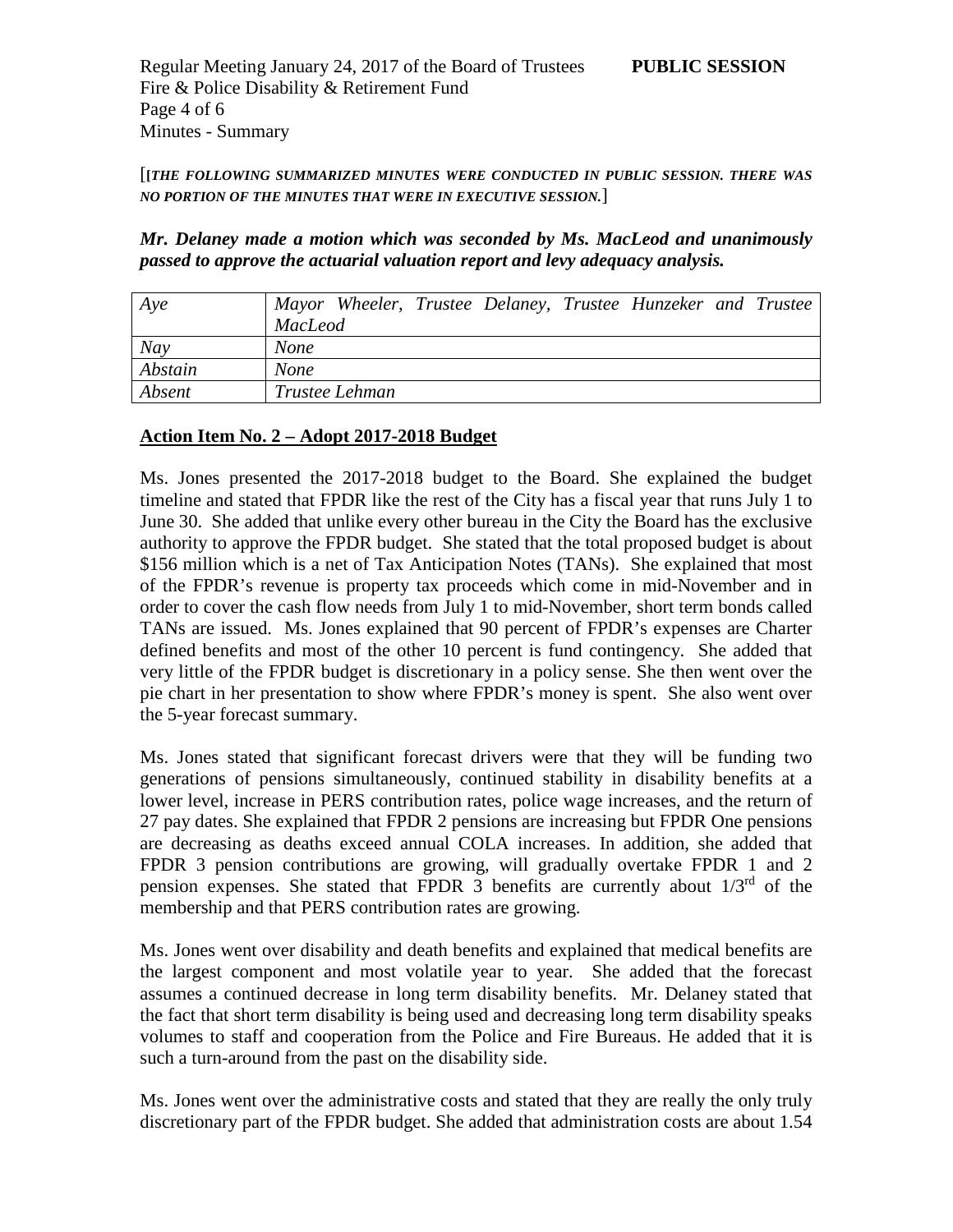[[*THE FOLLOWING SUMMARIZED MINUTES WERE CONDUCTED IN PUBLIC SESSION. THERE WAS NO PORTION OF THE MINUTES THAT WERE IN EXECUTIVE SESSION.*]

***Mr. Delaney made a motion which was seconded by Ms. MacLeod and unanimously passed to approve the actuarial valuation report and levy adequacy analysis.***

| *Aye* | *Mayor Wheeler, Trustee Delaney, Trustee Hunzeker and Trustee MacLeod* |
|---|---|
| *Nay* | *None* |
| *Abstain* | *None* |
| *Absent* | *Trustee Lehman* |

**Action Item No. 2 – Adopt 2017-2018 Budget**

Ms. Jones presented the 2017-2018 budget to the Board. She explained the budget timeline and stated that FPDR like the rest of the City has a fiscal year that runs July 1 to June 30. She added that unlike every other bureau in the City the Board has the exclusive authority to approve the FPDR budget. She stated that the total proposed budget is about \$156 million which is a net of Tax Anticipation Notes (TANs). She explained that most of the FPDR's revenue is property tax proceeds which come in mid-November and in order to cover the cash flow needs from July 1 to mid-November, short term bonds called TANs are issued. Ms. Jones explained that 90 percent of FPDR's expenses are Charter defined benefits and most of the other 10 percent is fund contingency. She added that very little of the FPDR budget is discretionary in a policy sense. She then went over the pie chart in her presentation to show where FPDR's money is spent. She also went over the 5-year forecast summary.

Ms. Jones stated that significant forecast drivers were that they will be funding two generations of pensions simultaneously, continued stability in disability benefits at a lower level, increase in PERS contribution rates, police wage increases, and the return of 27 pay dates. She explained that FPDR 2 pensions are increasing but FPDR One pensions are decreasing as deaths exceed annual COLA increases. In addition, she added that FPDR 3 pension contributions are growing, will gradually overtake FPDR 1 and 2 pension expenses. She stated that FPDR 3 benefits are currently about 1/3rd of the membership and that PERS contribution rates are growing.

Ms. Jones went over disability and death benefits and explained that medical benefits are the largest component and most volatile year to year. She added that the forecast assumes a continued decrease in long term disability benefits. Mr. Delaney stated that the fact that short term disability is being used and decreasing long term disability speaks volumes to staff and cooperation from the Police and Fire Bureaus. He added that it is such a turn-around from the past on the disability side.

Ms. Jones went over the administrative costs and stated that they are really the only truly discretionary part of the FPDR budget. She added that administration costs are about 1.54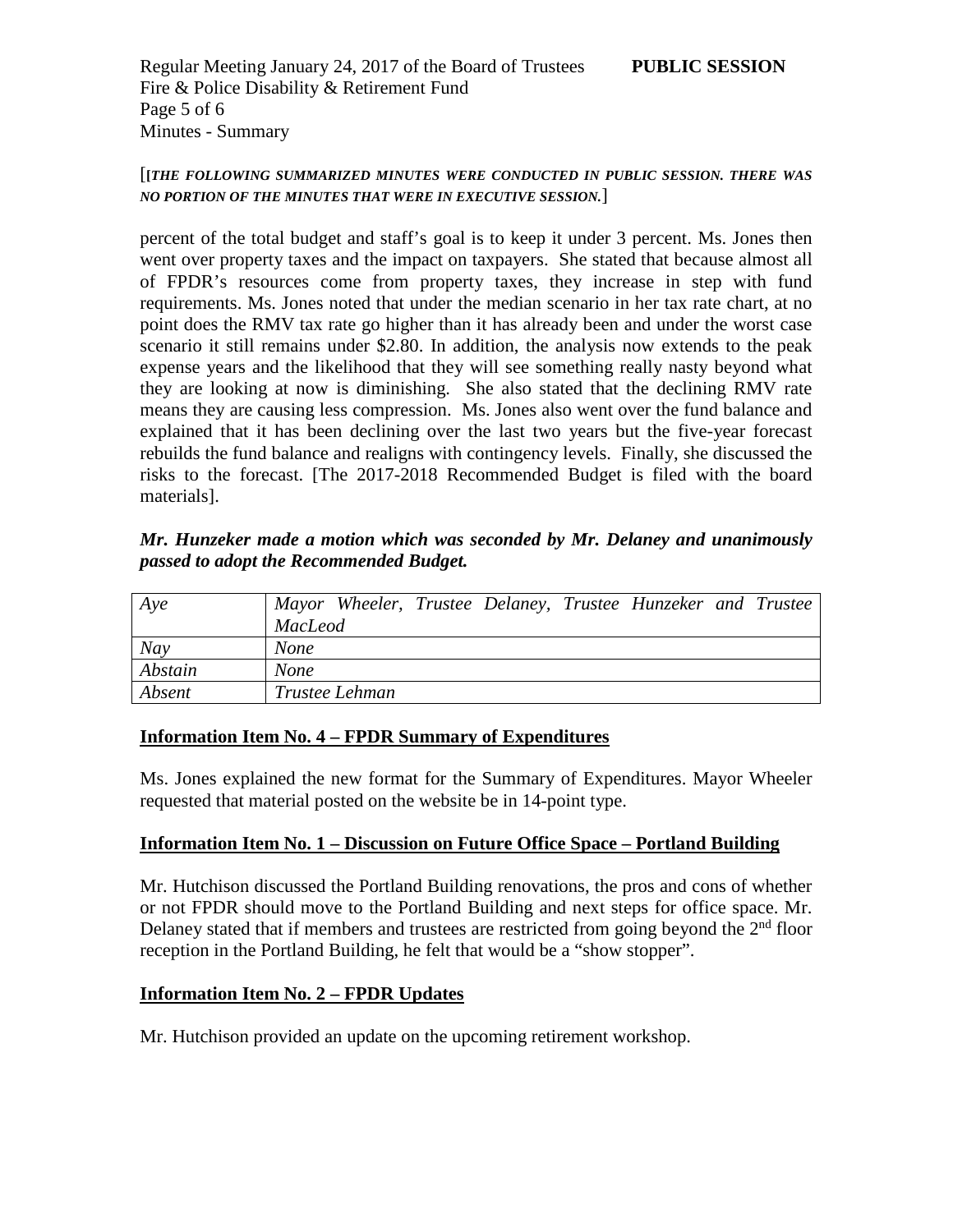[[*THE FOLLOWING SUMMARIZED MINUTES WERE CONDUCTED IN PUBLIC SESSION. THERE WAS NO PORTION OF THE MINUTES THAT WERE IN EXECUTIVE SESSION.*]

percent of the total budget and staff's goal is to keep it under 3 percent. Ms. Jones then went over property taxes and the impact on taxpayers. She stated that because almost all of FPDR's resources come from property taxes, they increase in step with fund requirements. Ms. Jones noted that under the median scenario in her tax rate chart, at no point does the RMV tax rate go higher than it has already been and under the worst case scenario it still remains under $2.80. In addition, the analysis now extends to the peak expense years and the likelihood that they will see something really nasty beyond what they are looking at now is diminishing. She also stated that the declining RMV rate means they are causing less compression. Ms. Jones also went over the fund balance and explained that it has been declining over the last two years but the five-year forecast rebuilds the fund balance and realigns with contingency levels. Finally, she discussed the risks to the forecast. [The 2017-2018 Recommended Budget is filed with the board materials].

***Mr. Hunzeker made a motion which was seconded by Mr. Delaney and unanimously passed to adopt the Recommended Budget.***

| | |
|---|---|
| *Aye* | *Mayor Wheeler, Trustee Delaney, Trustee Hunzeker and Trustee MacLeod* |
| *Nay* | *None* |
| *Abstain* | *None* |
| *Absent* | *Trustee Lehman* |

**Information Item No. 4 – FPDR Summary of Expenditures**

Ms. Jones explained the new format for the Summary of Expenditures. Mayor Wheeler requested that material posted on the website be in 14-point type.

**Information Item No. 1 – Discussion on Future Office Space – Portland Building**

Mr. Hutchison discussed the Portland Building renovations, the pros and cons of whether or not FPDR should move to the Portland Building and next steps for office space. Mr. Delaney stated that if members and trustees are restricted from going beyond the 2nd floor reception in the Portland Building, he felt that would be a "show stopper".

**Information Item No. 2 – FPDR Updates**

Mr. Hutchison provided an update on the upcoming retirement workshop.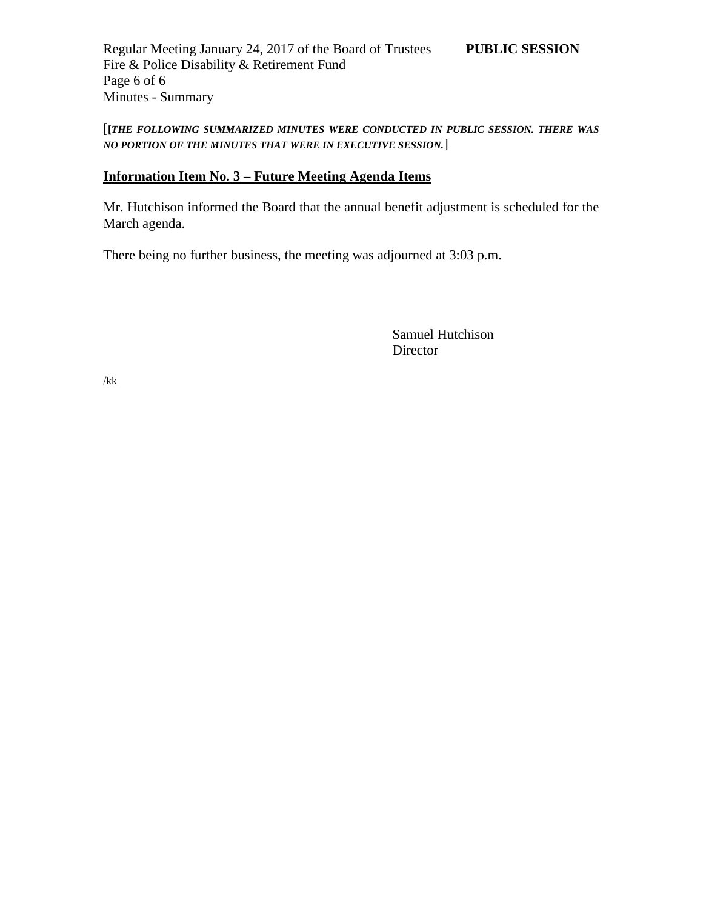[[*THE FOLLOWING SUMMARIZED MINUTES WERE CONDUCTED IN PUBLIC SESSION. THERE WAS NO PORTION OF THE MINUTES THAT WERE IN EXECUTIVE SESSION.*]

**Information Item No. 3 – Future Meeting Agenda Items**

Mr. Hutchison informed the Board that the annual benefit adjustment is scheduled for the March agenda.

There being no further business, the meeting was adjourned at 3:03 p.m.

Samuel Hutchison
Director

/kk